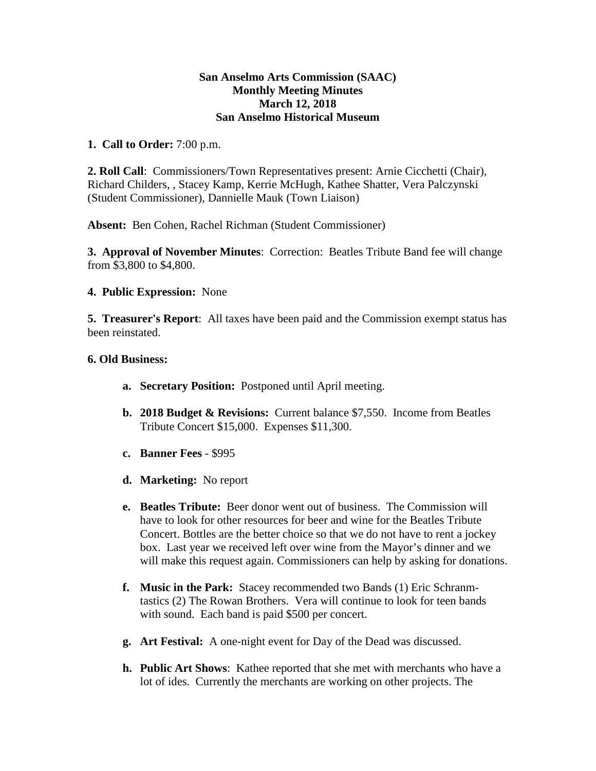**San Anselmo Arts Commission (SAAC)**
**Monthly Meeting Minutes**
**March 12, 2018**
**San Anselmo Historical Museum**

**1. Call to Order:** 7:00 p.m.

**2. Roll Call**: Commissioners/Town Representatives present: Arnie Cicchetti (Chair), Richard Childers, , Stacey Kamp, Kerrie McHugh, Kathee Shatter, Vera Palczynski (Student Commissioner), Dannielle Mauk (Town Liaison)

**Absent:** Ben Cohen, Rachel Richman (Student Commissioner)

**3. Approval of November Minutes**: Correction: Beatles Tribute Band fee will change from $3,800 to $4,800.

**4. Public Expression:** None

**5. Treasurer's Report**: All taxes have been paid and the Commission exempt status has been reinstated.

**6. Old Business:**

- **a. Secretary Position:** Postponed until April meeting.
- **b. 2018 Budget & Revisions:** Current balance $7,550. Income from Beatles Tribute Concert $15,000. Expenses $11,300.
- **c. Banner Fees** - $995
- **d. Marketing:** No report
- **e. Beatles Tribute:** Beer donor went out of business. The Commission will have to look for other resources for beer and wine for the Beatles Tribute Concert. Bottles are the better choice so that we do not have to rent a jockey box. Last year we received left over wine from the Mayor's dinner and we will make this request again. Commissioners can help by asking for donations.
- **f. Music in the Park:** Stacey recommended two Bands (1) Eric Schranm-tastics (2) The Rowan Brothers. Vera will continue to look for teen bands with sound. Each band is paid $500 per concert.
- **g. Art Festival:** A one-night event for Day of the Dead was discussed.
- **h. Public Art Shows**: Kathee reported that she met with merchants who have a lot of ides. Currently the merchants are working on other projects. The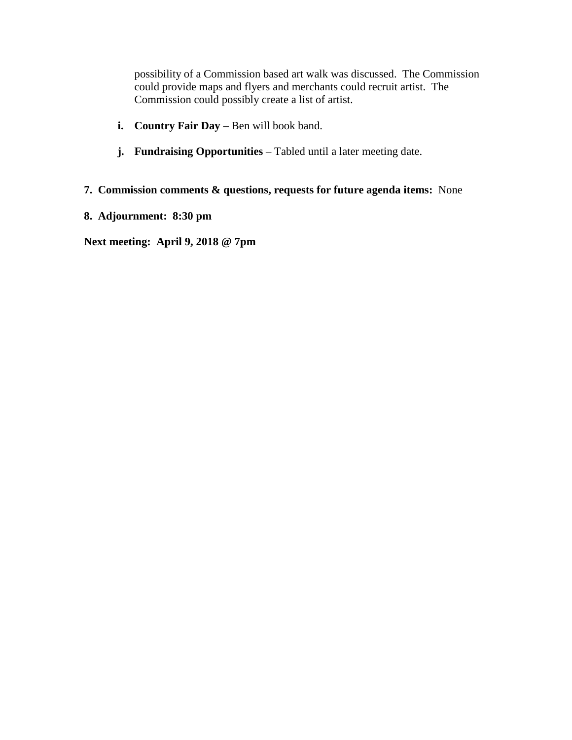possibility of a Commission based art walk was discussed. The Commission could provide maps and flyers and merchants could recruit artist. The Commission could possibly create a list of artist.

- **i. Country Fair Day** – Ben will book band.
- **j. Fundraising Opportunities** – Tabled until a later meeting date.

**7. Commission comments & questions, requests for future agenda items:** None

**8. Adjournment: 8:30 pm**

**Next meeting: April 9, 2018 @ 7pm**